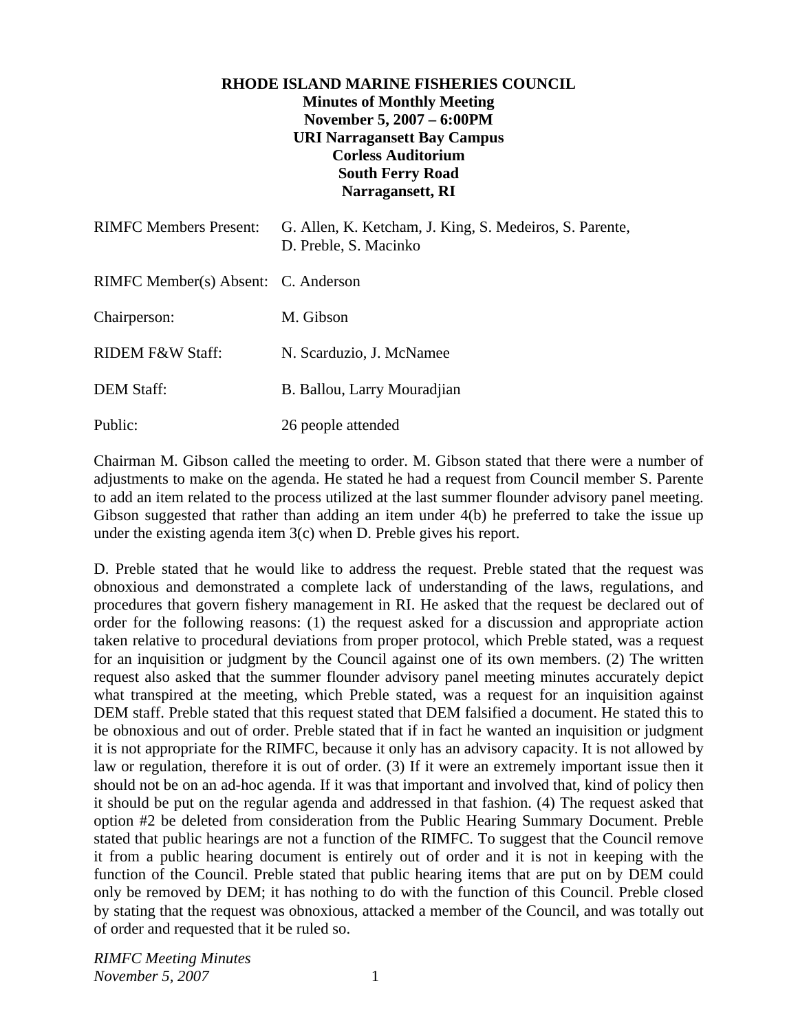**RHODE ISLAND MARINE FISHERIES COUNCIL**
**Minutes of Monthly Meeting**
**November 5, 2007 – 6:00PM**
**URI Narragansett Bay Campus**
**Corless Auditorium**
**South Ferry Road**
**Narragansett, RI**

| | |
|---|---|
| RIMFC Members Present: | G. Allen, K. Ketcham, J. King, S. Medeiros, S. Parente, D. Preble, S. Macinko |
| RIMFC Member(s) Absent: | C. Anderson |
| Chairperson: | M. Gibson |
| RIDEM F&W Staff: | N. Scarduzio, J. McNamee |
| DEM Staff: | B. Ballou, Larry Mouradjian |
| Public: | 26 people attended |

Chairman M. Gibson called the meeting to order. M. Gibson stated that there were a number of adjustments to make on the agenda. He stated he had a request from Council member S. Parente to add an item related to the process utilized at the last summer flounder advisory panel meeting. Gibson suggested that rather than adding an item under 4(b) he preferred to take the issue up under the existing agenda item 3(c) when D. Preble gives his report.

D. Preble stated that he would like to address the request. Preble stated that the request was obnoxious and demonstrated a complete lack of understanding of the laws, regulations, and procedures that govern fishery management in RI. He asked that the request be declared out of order for the following reasons: (1) the request asked for a discussion and appropriate action taken relative to procedural deviations from proper protocol, which Preble stated, was a request for an inquisition or judgment by the Council against one of its own members. (2) The written request also asked that the summer flounder advisory panel meeting minutes accurately depict what transpired at the meeting, which Preble stated, was a request for an inquisition against DEM staff. Preble stated that this request stated that DEM falsified a document. He stated this to be obnoxious and out of order. Preble stated that if in fact he wanted an inquisition or judgment it is not appropriate for the RIMFC, because it only has an advisory capacity. It is not allowed by law or regulation, therefore it is out of order. (3) If it were an extremely important issue then it should not be on an ad-hoc agenda. If it was that important and involved that, kind of policy then it should be put on the regular agenda and addressed in that fashion. (4) The request asked that option #2 be deleted from consideration from the Public Hearing Summary Document. Preble stated that public hearings are not a function of the RIMFC. To suggest that the Council remove it from a public hearing document is entirely out of order and it is not in keeping with the function of the Council. Preble stated that public hearing items that are put on by DEM could only be removed by DEM; it has nothing to do with the function of this Council. Preble closed by stating that the request was obnoxious, attacked a member of the Council, and was totally out of order and requested that it be ruled so.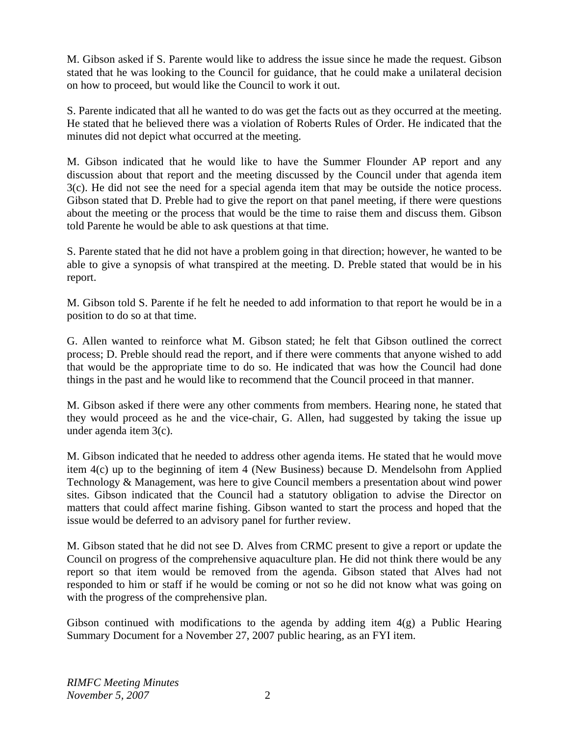M. Gibson asked if S. Parente would like to address the issue since he made the request. Gibson stated that he was looking to the Council for guidance, that he could make a unilateral decision on how to proceed, but would like the Council to work it out.

S. Parente indicated that all he wanted to do was get the facts out as they occurred at the meeting. He stated that he believed there was a violation of Roberts Rules of Order. He indicated that the minutes did not depict what occurred at the meeting.

M. Gibson indicated that he would like to have the Summer Flounder AP report and any discussion about that report and the meeting discussed by the Council under that agenda item 3(c). He did not see the need for a special agenda item that may be outside the notice process. Gibson stated that D. Preble had to give the report on that panel meeting, if there were questions about the meeting or the process that would be the time to raise them and discuss them. Gibson told Parente he would be able to ask questions at that time.

S. Parente stated that he did not have a problem going in that direction; however, he wanted to be able to give a synopsis of what transpired at the meeting. D. Preble stated that would be in his report.

M. Gibson told S. Parente if he felt he needed to add information to that report he would be in a position to do so at that time.

G. Allen wanted to reinforce what M. Gibson stated; he felt that Gibson outlined the correct process; D. Preble should read the report, and if there were comments that anyone wished to add that would be the appropriate time to do so. He indicated that was how the Council had done things in the past and he would like to recommend that the Council proceed in that manner.

M. Gibson asked if there were any other comments from members. Hearing none, he stated that they would proceed as he and the vice-chair, G. Allen, had suggested by taking the issue up under agenda item 3(c).

M. Gibson indicated that he needed to address other agenda items. He stated that he would move item 4(c) up to the beginning of item 4 (New Business) because D. Mendelsohn from Applied Technology & Management, was here to give Council members a presentation about wind power sites. Gibson indicated that the Council had a statutory obligation to advise the Director on matters that could affect marine fishing. Gibson wanted to start the process and hoped that the issue would be deferred to an advisory panel for further review.

M. Gibson stated that he did not see D. Alves from CRMC present to give a report or update the Council on progress of the comprehensive aquaculture plan. He did not think there would be any report so that item would be removed from the agenda. Gibson stated that Alves had not responded to him or staff if he would be coming or not so he did not know what was going on with the progress of the comprehensive plan.

Gibson continued with modifications to the agenda by adding item 4(g) a Public Hearing Summary Document for a November 27, 2007 public hearing, as an FYI item.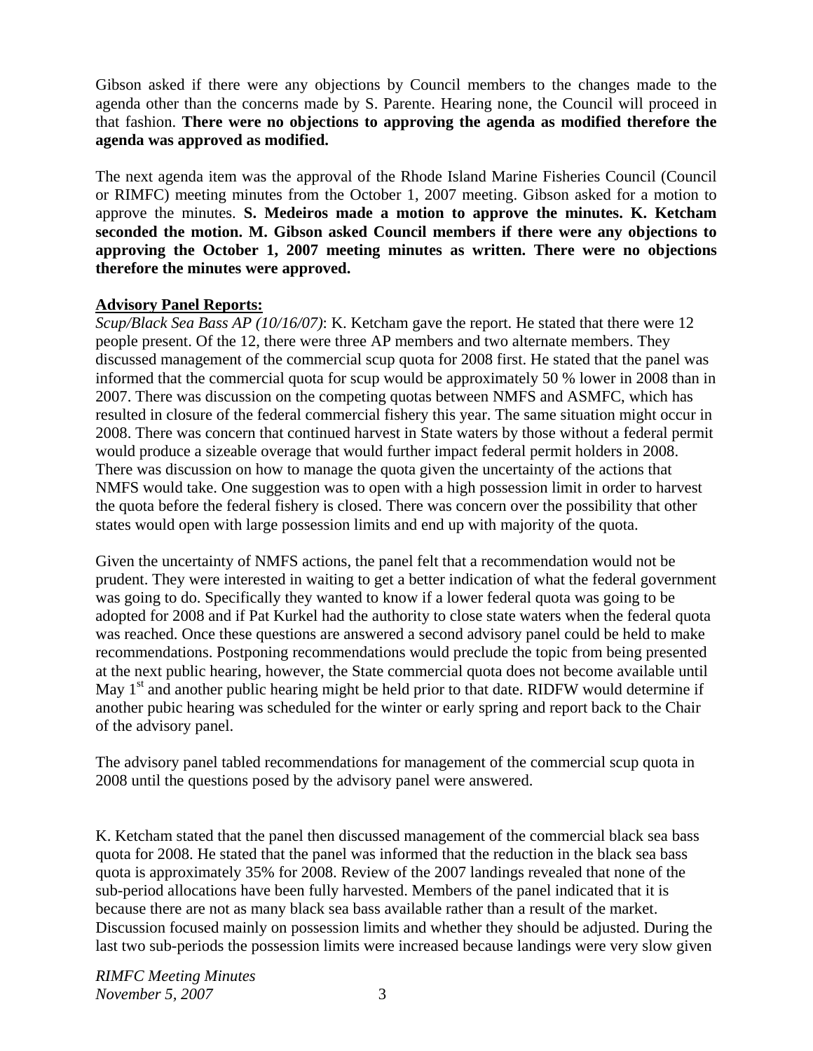Gibson asked if there were any objections by Council members to the changes made to the agenda other than the concerns made by S. Parente. Hearing none, the Council will proceed in that fashion. **There were no objections to approving the agenda as modified therefore the agenda was approved as modified.**

The next agenda item was the approval of the Rhode Island Marine Fisheries Council (Council or RIMFC) meeting minutes from the October 1, 2007 meeting. Gibson asked for a motion to approve the minutes. **S. Medeiros made a motion to approve the minutes. K. Ketcham seconded the motion. M. Gibson asked Council members if there were any objections to approving the October 1, 2007 meeting minutes as written. There were no objections therefore the minutes were approved.**

**Advisory Panel Reports:**

*Scup/Black Sea Bass AP (10/16/07)*: K. Ketcham gave the report. He stated that there were 12 people present. Of the 12, there were three AP members and two alternate members. They discussed management of the commercial scup quota for 2008 first. He stated that the panel was informed that the commercial quota for scup would be approximately 50 % lower in 2008 than in 2007. There was discussion on the competing quotas between NMFS and ASMFC, which has resulted in closure of the federal commercial fishery this year. The same situation might occur in 2008. There was concern that continued harvest in State waters by those without a federal permit would produce a sizeable overage that would further impact federal permit holders in 2008. There was discussion on how to manage the quota given the uncertainty of the actions that NMFS would take. One suggestion was to open with a high possession limit in order to harvest the quota before the federal fishery is closed. There was concern over the possibility that other states would open with large possession limits and end up with majority of the quota.

Given the uncertainty of NMFS actions, the panel felt that a recommendation would not be prudent. They were interested in waiting to get a better indication of what the federal government was going to do. Specifically they wanted to know if a lower federal quota was going to be adopted for 2008 and if Pat Kurkel had the authority to close state waters when the federal quota was reached. Once these questions are answered a second advisory panel could be held to make recommendations. Postponing recommendations would preclude the topic from being presented at the next public hearing, however, the State commercial quota does not become available until May 1st and another public hearing might be held prior to that date. RIDFW would determine if another pubic hearing was scheduled for the winter or early spring and report back to the Chair of the advisory panel.

The advisory panel tabled recommendations for management of the commercial scup quota in 2008 until the questions posed by the advisory panel were answered.

K. Ketcham stated that the panel then discussed management of the commercial black sea bass quota for 2008. He stated that the panel was informed that the reduction in the black sea bass quota is approximately 35% for 2008. Review of the 2007 landings revealed that none of the sub-period allocations have been fully harvested. Members of the panel indicated that it is because there are not as many black sea bass available rather than a result of the market. Discussion focused mainly on possession limits and whether they should be adjusted. During the last two sub-periods the possession limits were increased because landings were very slow given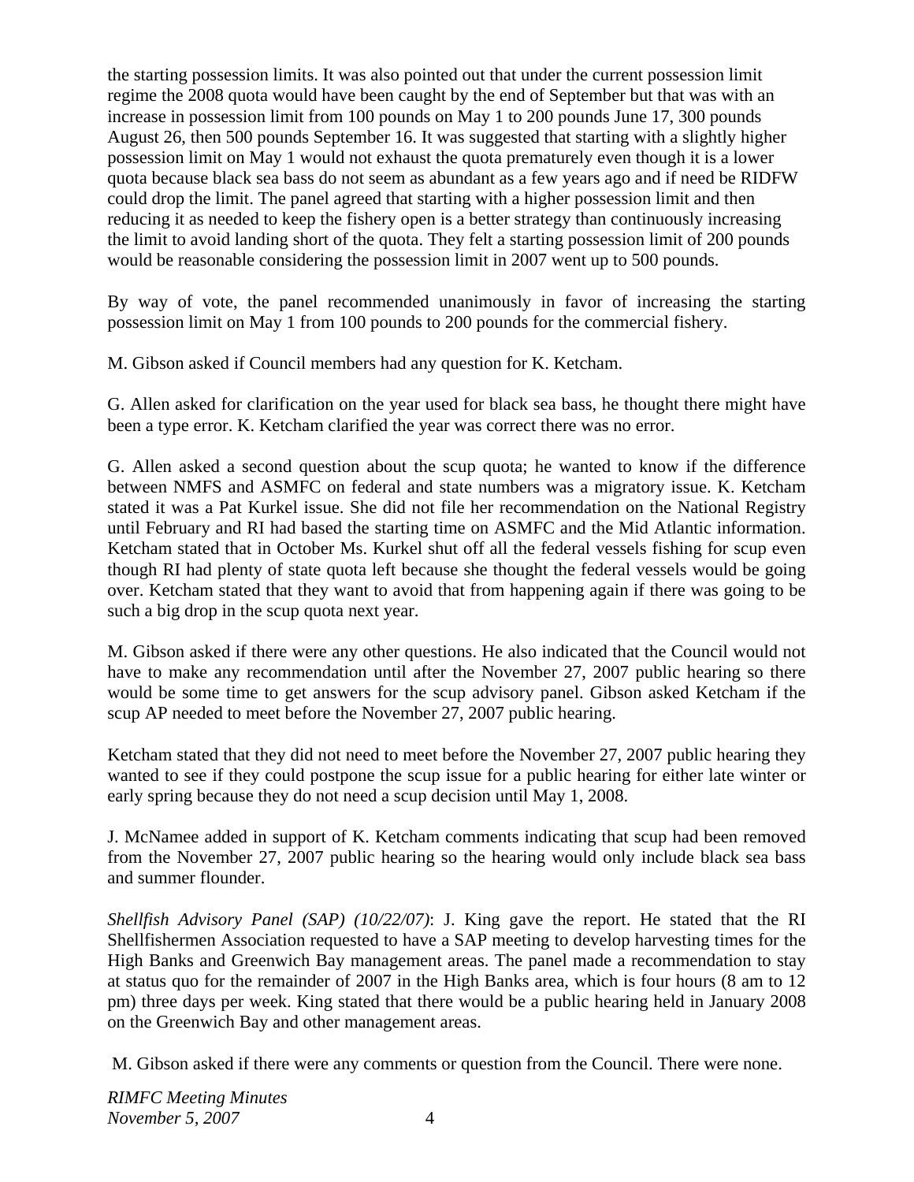the starting possession limits. It was also pointed out that under the current possession limit regime the 2008 quota would have been caught by the end of September but that was with an increase in possession limit from 100 pounds on May 1 to 200 pounds June 17, 300 pounds August 26, then 500 pounds September 16. It was suggested that starting with a slightly higher possession limit on May 1 would not exhaust the quota prematurely even though it is a lower quota because black sea bass do not seem as abundant as a few years ago and if need be RIDFW could drop the limit. The panel agreed that starting with a higher possession limit and then reducing it as needed to keep the fishery open is a better strategy than continuously increasing the limit to avoid landing short of the quota. They felt a starting possession limit of 200 pounds would be reasonable considering the possession limit in 2007 went up to 500 pounds.

By way of vote, the panel recommended unanimously in favor of increasing the starting possession limit on May 1 from 100 pounds to 200 pounds for the commercial fishery.

M. Gibson asked if Council members had any question for K. Ketcham.

G. Allen asked for clarification on the year used for black sea bass, he thought there might have been a type error. K. Ketcham clarified the year was correct there was no error.

G. Allen asked a second question about the scup quota; he wanted to know if the difference between NMFS and ASMFC on federal and state numbers was a migratory issue. K. Ketcham stated it was a Pat Kurkel issue. She did not file her recommendation on the National Registry until February and RI had based the starting time on ASMFC and the Mid Atlantic information. Ketcham stated that in October Ms. Kurkel shut off all the federal vessels fishing for scup even though RI had plenty of state quota left because she thought the federal vessels would be going over. Ketcham stated that they want to avoid that from happening again if there was going to be such a big drop in the scup quota next year.

M. Gibson asked if there were any other questions. He also indicated that the Council would not have to make any recommendation until after the November 27, 2007 public hearing so there would be some time to get answers for the scup advisory panel. Gibson asked Ketcham if the scup AP needed to meet before the November 27, 2007 public hearing.

Ketcham stated that they did not need to meet before the November 27, 2007 public hearing they wanted to see if they could postpone the scup issue for a public hearing for either late winter or early spring because they do not need a scup decision until May 1, 2008.

J. McNamee added in support of K. Ketcham comments indicating that scup had been removed from the November 27, 2007 public hearing so the hearing would only include black sea bass and summer flounder.

*Shellfish Advisory Panel (SAP) (10/22/07)*: J. King gave the report. He stated that the RI Shellfishermen Association requested to have a SAP meeting to develop harvesting times for the High Banks and Greenwich Bay management areas. The panel made a recommendation to stay at status quo for the remainder of 2007 in the High Banks area, which is four hours (8 am to 12 pm) three days per week. King stated that there would be a public hearing held in January 2008 on the Greenwich Bay and other management areas.

M. Gibson asked if there were any comments or question from the Council. There were none.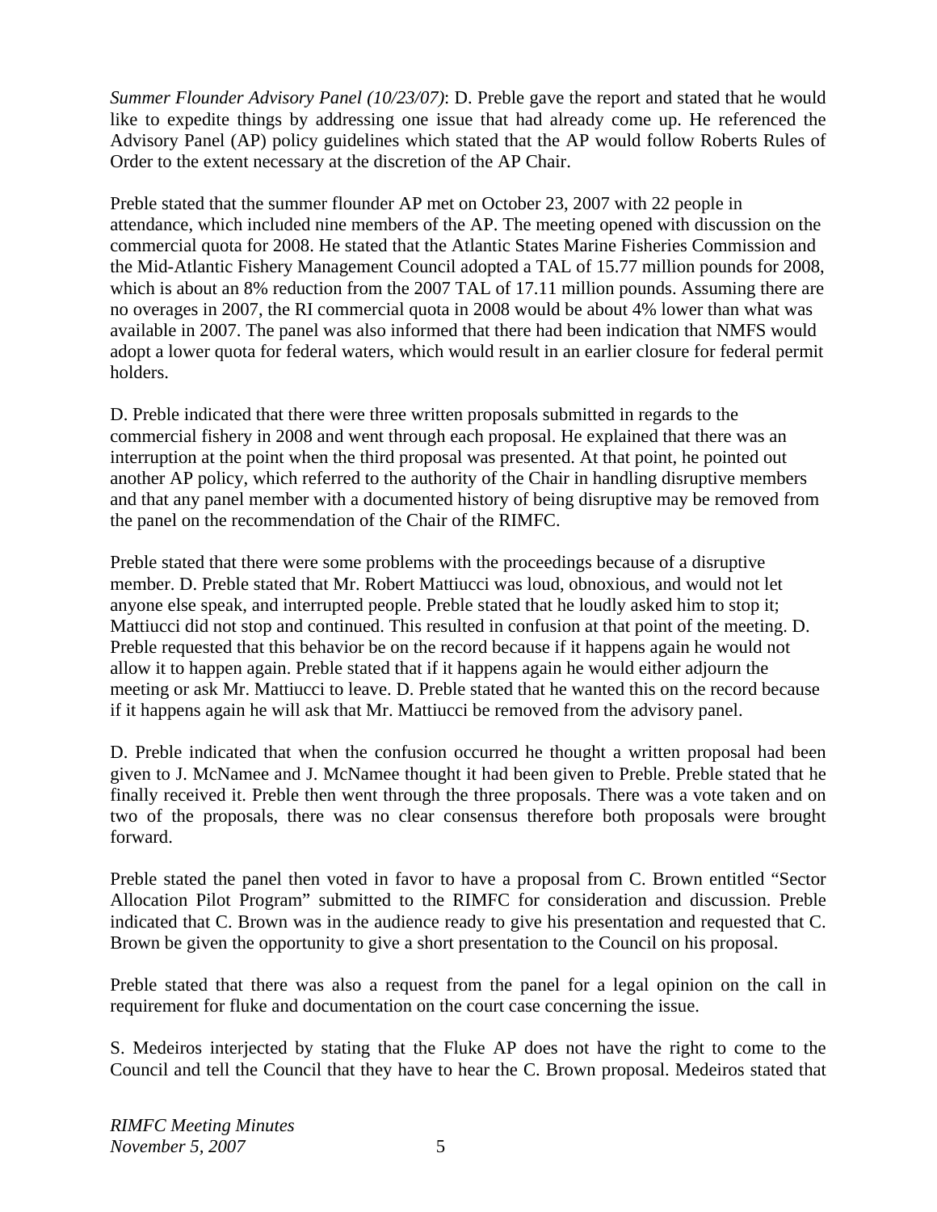*Summer Flounder Advisory Panel (10/23/07)*: D. Preble gave the report and stated that he would like to expedite things by addressing one issue that had already come up. He referenced the Advisory Panel (AP) policy guidelines which stated that the AP would follow Roberts Rules of Order to the extent necessary at the discretion of the AP Chair.

Preble stated that the summer flounder AP met on October 23, 2007 with 22 people in attendance, which included nine members of the AP. The meeting opened with discussion on the commercial quota for 2008. He stated that the Atlantic States Marine Fisheries Commission and the Mid-Atlantic Fishery Management Council adopted a TAL of 15.77 million pounds for 2008, which is about an 8% reduction from the 2007 TAL of 17.11 million pounds. Assuming there are no overages in 2007, the RI commercial quota in 2008 would be about 4% lower than what was available in 2007. The panel was also informed that there had been indication that NMFS would adopt a lower quota for federal waters, which would result in an earlier closure for federal permit holders.

D. Preble indicated that there were three written proposals submitted in regards to the commercial fishery in 2008 and went through each proposal. He explained that there was an interruption at the point when the third proposal was presented. At that point, he pointed out another AP policy, which referred to the authority of the Chair in handling disruptive members and that any panel member with a documented history of being disruptive may be removed from the panel on the recommendation of the Chair of the RIMFC.

Preble stated that there were some problems with the proceedings because of a disruptive member. D. Preble stated that Mr. Robert Mattiucci was loud, obnoxious, and would not let anyone else speak, and interrupted people. Preble stated that he loudly asked him to stop it; Mattiucci did not stop and continued. This resulted in confusion at that point of the meeting. D. Preble requested that this behavior be on the record because if it happens again he would not allow it to happen again. Preble stated that if it happens again he would either adjourn the meeting or ask Mr. Mattiucci to leave. D. Preble stated that he wanted this on the record because if it happens again he will ask that Mr. Mattiucci be removed from the advisory panel.

D. Preble indicated that when the confusion occurred he thought a written proposal had been given to J. McNamee and J. McNamee thought it had been given to Preble. Preble stated that he finally received it. Preble then went through the three proposals. There was a vote taken and on two of the proposals, there was no clear consensus therefore both proposals were brought forward.

Preble stated the panel then voted in favor to have a proposal from C. Brown entitled "Sector Allocation Pilot Program" submitted to the RIMFC for consideration and discussion. Preble indicated that C. Brown was in the audience ready to give his presentation and requested that C. Brown be given the opportunity to give a short presentation to the Council on his proposal.

Preble stated that there was also a request from the panel for a legal opinion on the call in requirement for fluke and documentation on the court case concerning the issue.

S. Medeiros interjected by stating that the Fluke AP does not have the right to come to the Council and tell the Council that they have to hear the C. Brown proposal. Medeiros stated that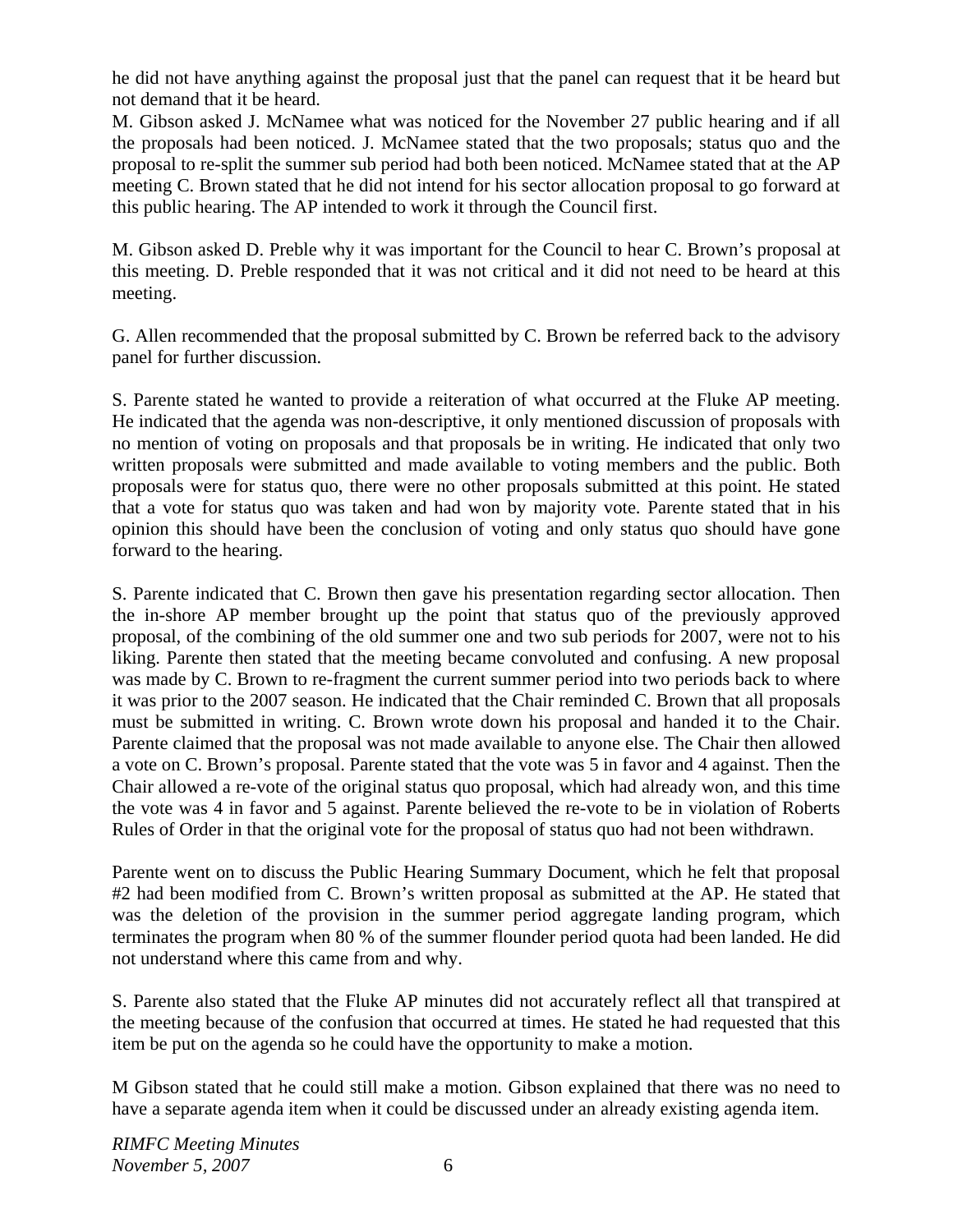he did not have anything against the proposal just that the panel can request that it be heard but not demand that it be heard.

M. Gibson asked J. McNamee what was noticed for the November 27 public hearing and if all the proposals had been noticed. J. McNamee stated that the two proposals; status quo and the proposal to re-split the summer sub period had both been noticed. McNamee stated that at the AP meeting C. Brown stated that he did not intend for his sector allocation proposal to go forward at this public hearing. The AP intended to work it through the Council first.

M. Gibson asked D. Preble why it was important for the Council to hear C. Brown's proposal at this meeting. D. Preble responded that it was not critical and it did not need to be heard at this meeting.

G. Allen recommended that the proposal submitted by C. Brown be referred back to the advisory panel for further discussion.

S. Parente stated he wanted to provide a reiteration of what occurred at the Fluke AP meeting. He indicated that the agenda was non-descriptive, it only mentioned discussion of proposals with no mention of voting on proposals and that proposals be in writing. He indicated that only two written proposals were submitted and made available to voting members and the public. Both proposals were for status quo, there were no other proposals submitted at this point. He stated that a vote for status quo was taken and had won by majority vote. Parente stated that in his opinion this should have been the conclusion of voting and only status quo should have gone forward to the hearing.

S. Parente indicated that C. Brown then gave his presentation regarding sector allocation. Then the in-shore AP member brought up the point that status quo of the previously approved proposal, of the combining of the old summer one and two sub periods for 2007, were not to his liking. Parente then stated that the meeting became convoluted and confusing. A new proposal was made by C. Brown to re-fragment the current summer period into two periods back to where it was prior to the 2007 season. He indicated that the Chair reminded C. Brown that all proposals must be submitted in writing. C. Brown wrote down his proposal and handed it to the Chair. Parente claimed that the proposal was not made available to anyone else. The Chair then allowed a vote on C. Brown's proposal. Parente stated that the vote was 5 in favor and 4 against. Then the Chair allowed a re-vote of the original status quo proposal, which had already won, and this time the vote was 4 in favor and 5 against. Parente believed the re-vote to be in violation of Roberts Rules of Order in that the original vote for the proposal of status quo had not been withdrawn.

Parente went on to discuss the Public Hearing Summary Document, which he felt that proposal #2 had been modified from C. Brown's written proposal as submitted at the AP. He stated that was the deletion of the provision in the summer period aggregate landing program, which terminates the program when 80 % of the summer flounder period quota had been landed. He did not understand where this came from and why.

S. Parente also stated that the Fluke AP minutes did not accurately reflect all that transpired at the meeting because of the confusion that occurred at times. He stated he had requested that this item be put on the agenda so he could have the opportunity to make a motion.

M Gibson stated that he could still make a motion. Gibson explained that there was no need to have a separate agenda item when it could be discussed under an already existing agenda item.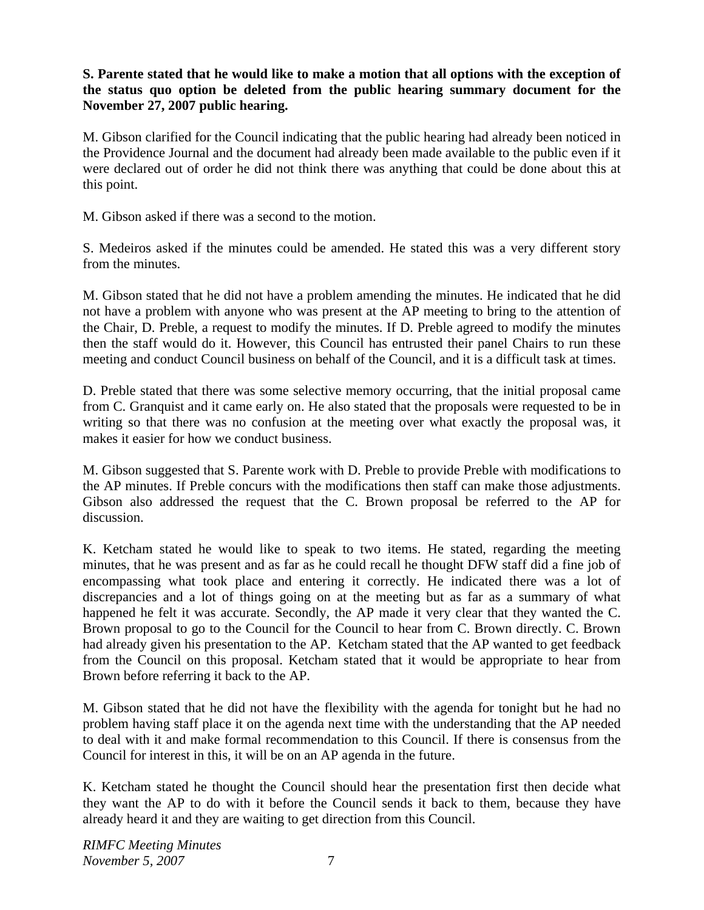**S. Parente stated that he would like to make a motion that all options with the exception of the status quo option be deleted from the public hearing summary document for the November 27, 2007 public hearing.**

M. Gibson clarified for the Council indicating that the public hearing had already been noticed in the Providence Journal and the document had already been made available to the public even if it were declared out of order he did not think there was anything that could be done about this at this point.

M. Gibson asked if there was a second to the motion.

S. Medeiros asked if the minutes could be amended. He stated this was a very different story from the minutes.

M. Gibson stated that he did not have a problem amending the minutes. He indicated that he did not have a problem with anyone who was present at the AP meeting to bring to the attention of the Chair, D. Preble, a request to modify the minutes. If D. Preble agreed to modify the minutes then the staff would do it. However, this Council has entrusted their panel Chairs to run these meeting and conduct Council business on behalf of the Council, and it is a difficult task at times.

D. Preble stated that there was some selective memory occurring, that the initial proposal came from C. Granquist and it came early on. He also stated that the proposals were requested to be in writing so that there was no confusion at the meeting over what exactly the proposal was, it makes it easier for how we conduct business.

M. Gibson suggested that S. Parente work with D. Preble to provide Preble with modifications to the AP minutes. If Preble concurs with the modifications then staff can make those adjustments. Gibson also addressed the request that the C. Brown proposal be referred to the AP for discussion.

K. Ketcham stated he would like to speak to two items. He stated, regarding the meeting minutes, that he was present and as far as he could recall he thought DFW staff did a fine job of encompassing what took place and entering it correctly. He indicated there was a lot of discrepancies and a lot of things going on at the meeting but as far as a summary of what happened he felt it was accurate. Secondly, the AP made it very clear that they wanted the C. Brown proposal to go to the Council for the Council to hear from C. Brown directly. C. Brown had already given his presentation to the AP. Ketcham stated that the AP wanted to get feedback from the Council on this proposal. Ketcham stated that it would be appropriate to hear from Brown before referring it back to the AP.

M. Gibson stated that he did not have the flexibility with the agenda for tonight but he had no problem having staff place it on the agenda next time with the understanding that the AP needed to deal with it and make formal recommendation to this Council. If there is consensus from the Council for interest in this, it will be on an AP agenda in the future.

K. Ketcham stated he thought the Council should hear the presentation first then decide what they want the AP to do with it before the Council sends it back to them, because they have already heard it and they are waiting to get direction from this Council.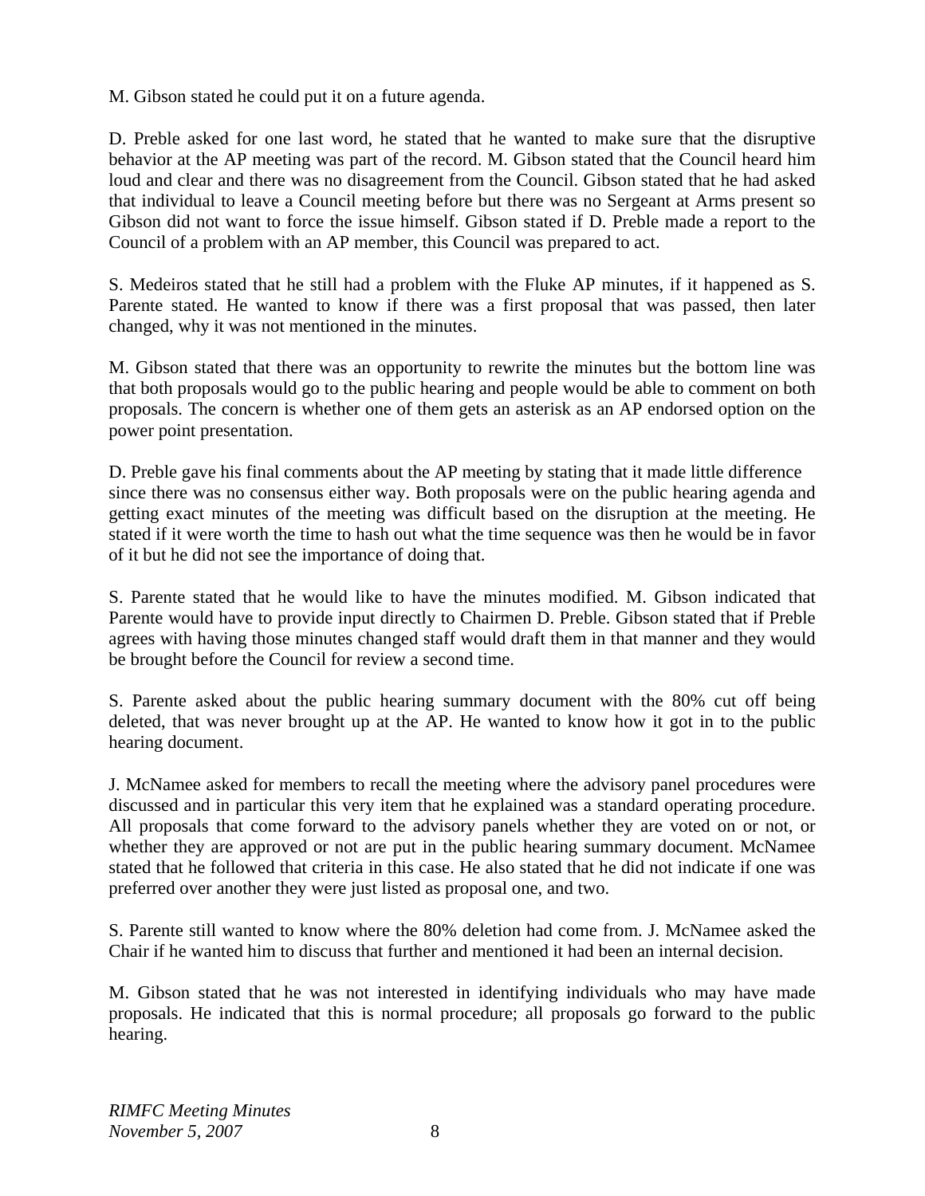M. Gibson stated he could put it on a future agenda.

D. Preble asked for one last word, he stated that he wanted to make sure that the disruptive behavior at the AP meeting was part of the record. M. Gibson stated that the Council heard him loud and clear and there was no disagreement from the Council. Gibson stated that he had asked that individual to leave a Council meeting before but there was no Sergeant at Arms present so Gibson did not want to force the issue himself. Gibson stated if D. Preble made a report to the Council of a problem with an AP member, this Council was prepared to act.

S. Medeiros stated that he still had a problem with the Fluke AP minutes, if it happened as S. Parente stated. He wanted to know if there was a first proposal that was passed, then later changed, why it was not mentioned in the minutes.

M. Gibson stated that there was an opportunity to rewrite the minutes but the bottom line was that both proposals would go to the public hearing and people would be able to comment on both proposals. The concern is whether one of them gets an asterisk as an AP endorsed option on the power point presentation.

D. Preble gave his final comments about the AP meeting by stating that it made little difference since there was no consensus either way. Both proposals were on the public hearing agenda and getting exact minutes of the meeting was difficult based on the disruption at the meeting. He stated if it were worth the time to hash out what the time sequence was then he would be in favor of it but he did not see the importance of doing that.

S. Parente stated that he would like to have the minutes modified. M. Gibson indicated that Parente would have to provide input directly to Chairmen D. Preble. Gibson stated that if Preble agrees with having those minutes changed staff would draft them in that manner and they would be brought before the Council for review a second time.

S. Parente asked about the public hearing summary document with the 80% cut off being deleted, that was never brought up at the AP. He wanted to know how it got in to the public hearing document.

J. McNamee asked for members to recall the meeting where the advisory panel procedures were discussed and in particular this very item that he explained was a standard operating procedure. All proposals that come forward to the advisory panels whether they are voted on or not, or whether they are approved or not are put in the public hearing summary document. McNamee stated that he followed that criteria in this case. He also stated that he did not indicate if one was preferred over another they were just listed as proposal one, and two.

S. Parente still wanted to know where the 80% deletion had come from. J. McNamee asked the Chair if he wanted him to discuss that further and mentioned it had been an internal decision.

M. Gibson stated that he was not interested in identifying individuals who may have made proposals. He indicated that this is normal procedure; all proposals go forward to the public hearing.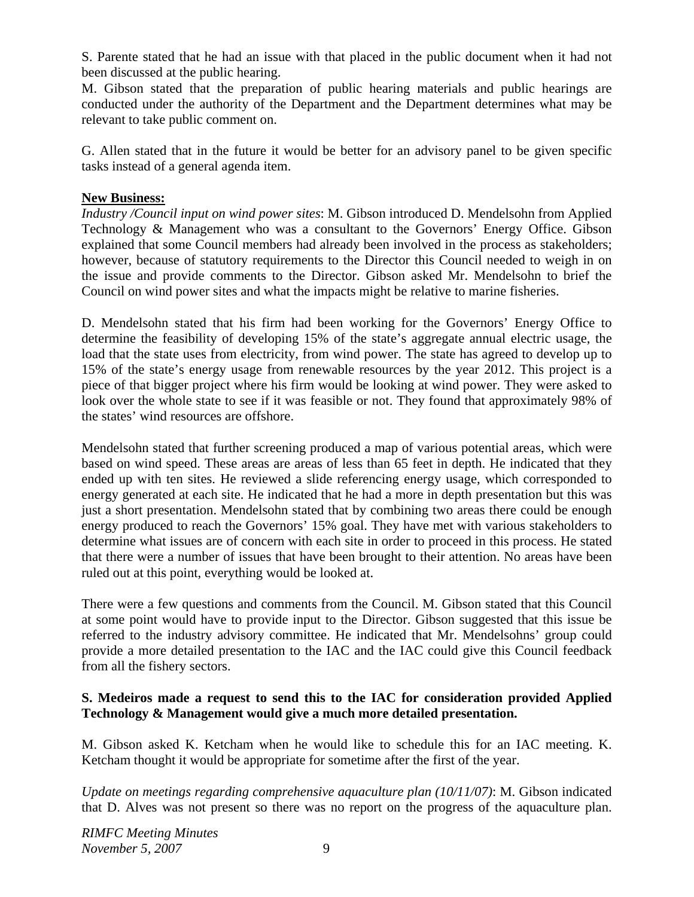S. Parente stated that he had an issue with that placed in the public document when it had not been discussed at the public hearing.
M. Gibson stated that the preparation of public hearing materials and public hearings are conducted under the authority of the Department and the Department determines what may be relevant to take public comment on.

G. Allen stated that in the future it would be better for an advisory panel to be given specific tasks instead of a general agenda item.

**New Business:**

*Industry /Council input on wind power sites*: M. Gibson introduced D. Mendelsohn from Applied Technology & Management who was a consultant to the Governors' Energy Office. Gibson explained that some Council members had already been involved in the process as stakeholders; however, because of statutory requirements to the Director this Council needed to weigh in on the issue and provide comments to the Director. Gibson asked Mr. Mendelsohn to brief the Council on wind power sites and what the impacts might be relative to marine fisheries.

D. Mendelsohn stated that his firm had been working for the Governors' Energy Office to determine the feasibility of developing 15% of the state's aggregate annual electric usage, the load that the state uses from electricity, from wind power. The state has agreed to develop up to 15% of the state's energy usage from renewable resources by the year 2012. This project is a piece of that bigger project where his firm would be looking at wind power. They were asked to look over the whole state to see if it was feasible or not. They found that approximately 98% of the states' wind resources are offshore.

Mendelsohn stated that further screening produced a map of various potential areas, which were based on wind speed. These areas are areas of less than 65 feet in depth. He indicated that they ended up with ten sites. He reviewed a slide referencing energy usage, which corresponded to energy generated at each site. He indicated that he had a more in depth presentation but this was just a short presentation. Mendelsohn stated that by combining two areas there could be enough energy produced to reach the Governors' 15% goal. They have met with various stakeholders to determine what issues are of concern with each site in order to proceed in this process. He stated that there were a number of issues that have been brought to their attention. No areas have been ruled out at this point, everything would be looked at.

There were a few questions and comments from the Council. M. Gibson stated that this Council at some point would have to provide input to the Director. Gibson suggested that this issue be referred to the industry advisory committee. He indicated that Mr. Mendelsohns' group could provide a more detailed presentation to the IAC and the IAC could give this Council feedback from all the fishery sectors.

**S. Medeiros made a request to send this to the IAC for consideration provided Applied Technology & Management would give a much more detailed presentation.**

M. Gibson asked K. Ketcham when he would like to schedule this for an IAC meeting. K. Ketcham thought it would be appropriate for sometime after the first of the year.

*Update on meetings regarding comprehensive aquaculture plan (10/11/07)*: M. Gibson indicated that D. Alves was not present so there was no report on the progress of the aquaculture plan.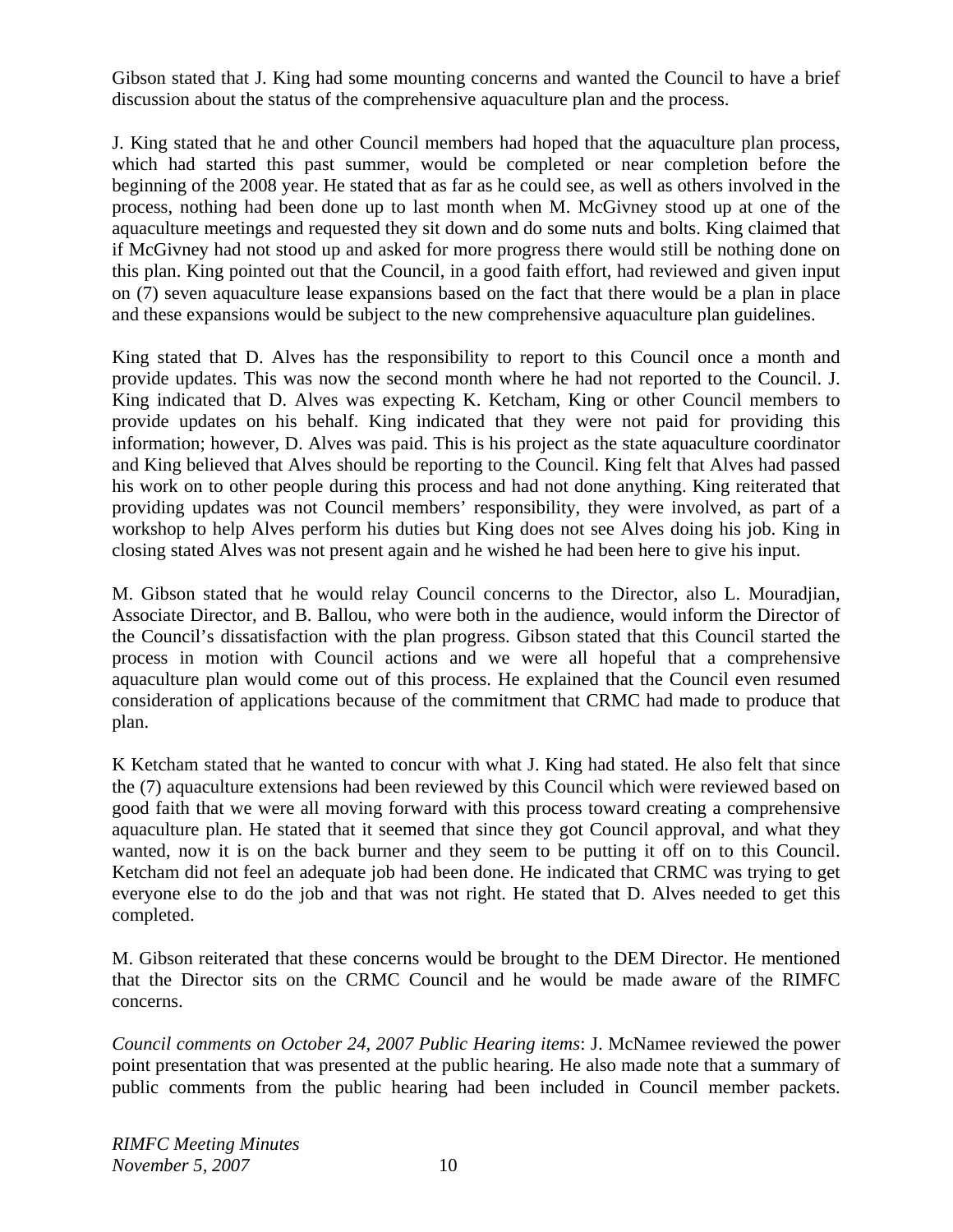Gibson stated that J. King had some mounting concerns and wanted the Council to have a brief discussion about the status of the comprehensive aquaculture plan and the process.

J. King stated that he and other Council members had hoped that the aquaculture plan process, which had started this past summer, would be completed or near completion before the beginning of the 2008 year. He stated that as far as he could see, as well as others involved in the process, nothing had been done up to last month when M. McGivney stood up at one of the aquaculture meetings and requested they sit down and do some nuts and bolts. King claimed that if McGivney had not stood up and asked for more progress there would still be nothing done on this plan. King pointed out that the Council, in a good faith effort, had reviewed and given input on (7) seven aquaculture lease expansions based on the fact that there would be a plan in place and these expansions would be subject to the new comprehensive aquaculture plan guidelines.

King stated that D. Alves has the responsibility to report to this Council once a month and provide updates. This was now the second month where he had not reported to the Council. J. King indicated that D. Alves was expecting K. Ketcham, King or other Council members to provide updates on his behalf. King indicated that they were not paid for providing this information; however, D. Alves was paid. This is his project as the state aquaculture coordinator and King believed that Alves should be reporting to the Council. King felt that Alves had passed his work on to other people during this process and had not done anything. King reiterated that providing updates was not Council members' responsibility, they were involved, as part of a workshop to help Alves perform his duties but King does not see Alves doing his job. King in closing stated Alves was not present again and he wished he had been here to give his input.

M. Gibson stated that he would relay Council concerns to the Director, also L. Mouradjian, Associate Director, and B. Ballou, who were both in the audience, would inform the Director of the Council's dissatisfaction with the plan progress. Gibson stated that this Council started the process in motion with Council actions and we were all hopeful that a comprehensive aquaculture plan would come out of this process. He explained that the Council even resumed consideration of applications because of the commitment that CRMC had made to produce that plan.

K Ketcham stated that he wanted to concur with what J. King had stated. He also felt that since the (7) aquaculture extensions had been reviewed by this Council which were reviewed based on good faith that we were all moving forward with this process toward creating a comprehensive aquaculture plan. He stated that it seemed that since they got Council approval, and what they wanted, now it is on the back burner and they seem to be putting it off on to this Council. Ketcham did not feel an adequate job had been done. He indicated that CRMC was trying to get everyone else to do the job and that was not right. He stated that D. Alves needed to get this completed.

M. Gibson reiterated that these concerns would be brought to the DEM Director. He mentioned that the Director sits on the CRMC Council and he would be made aware of the RIMFC concerns.

*Council comments on October 24, 2007 Public Hearing items*: J. McNamee reviewed the power point presentation that was presented at the public hearing. He also made note that a summary of public comments from the public hearing had been included in Council member packets.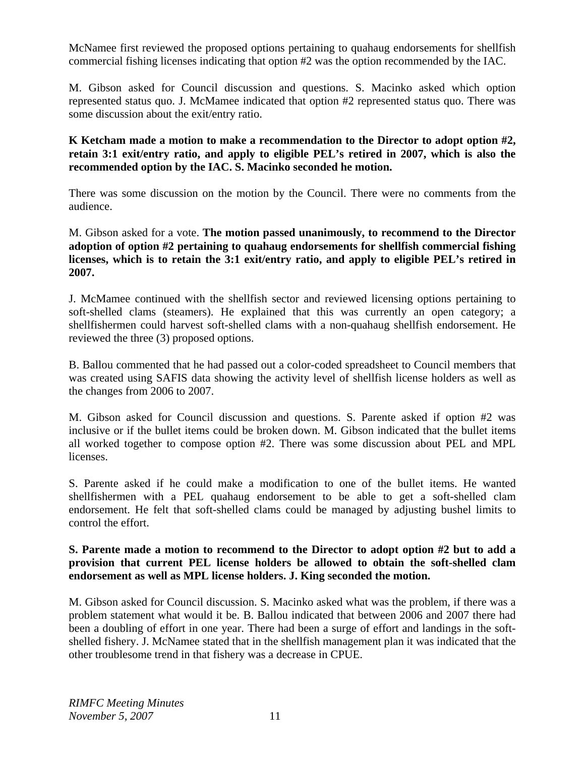McNamee first reviewed the proposed options pertaining to quahaug endorsements for shellfish commercial fishing licenses indicating that option #2 was the option recommended by the IAC.

M. Gibson asked for Council discussion and questions. S. Macinko asked which option represented status quo. J. McMamee indicated that option #2 represented status quo. There was some discussion about the exit/entry ratio.

**K Ketcham made a motion to make a recommendation to the Director to adopt option #2, retain 3:1 exit/entry ratio, and apply to eligible PEL's retired in 2007, which is also the recommended option by the IAC. S. Macinko seconded he motion.**

There was some discussion on the motion by the Council. There were no comments from the audience.

M. Gibson asked for a vote. **The motion passed unanimously, to recommend to the Director adoption of option #2 pertaining to quahaug endorsements for shellfish commercial fishing licenses, which is to retain the 3:1 exit/entry ratio, and apply to eligible PEL's retired in 2007.**

J. McMamee continued with the shellfish sector and reviewed licensing options pertaining to soft-shelled clams (steamers). He explained that this was currently an open category; a shellfishermen could harvest soft-shelled clams with a non-quahaug shellfish endorsement. He reviewed the three (3) proposed options.

B. Ballou commented that he had passed out a color-coded spreadsheet to Council members that was created using SAFIS data showing the activity level of shellfish license holders as well as the changes from 2006 to 2007.

M. Gibson asked for Council discussion and questions. S. Parente asked if option #2 was inclusive or if the bullet items could be broken down. M. Gibson indicated that the bullet items all worked together to compose option #2. There was some discussion about PEL and MPL licenses.

S. Parente asked if he could make a modification to one of the bullet items. He wanted shellfishermen with a PEL quahaug endorsement to be able to get a soft-shelled clam endorsement. He felt that soft-shelled clams could be managed by adjusting bushel limits to control the effort.

**S. Parente made a motion to recommend to the Director to adopt option #2 but to add a provision that current PEL license holders be allowed to obtain the soft-shelled clam endorsement as well as MPL license holders. J. King seconded the motion.**

M. Gibson asked for Council discussion. S. Macinko asked what was the problem, if there was a problem statement what would it be. B. Ballou indicated that between 2006 and 2007 there had been a doubling of effort in one year. There had been a surge of effort and landings in the soft-shelled fishery. J. McNamee stated that in the shellfish management plan it was indicated that the other troublesome trend in that fishery was a decrease in CPUE.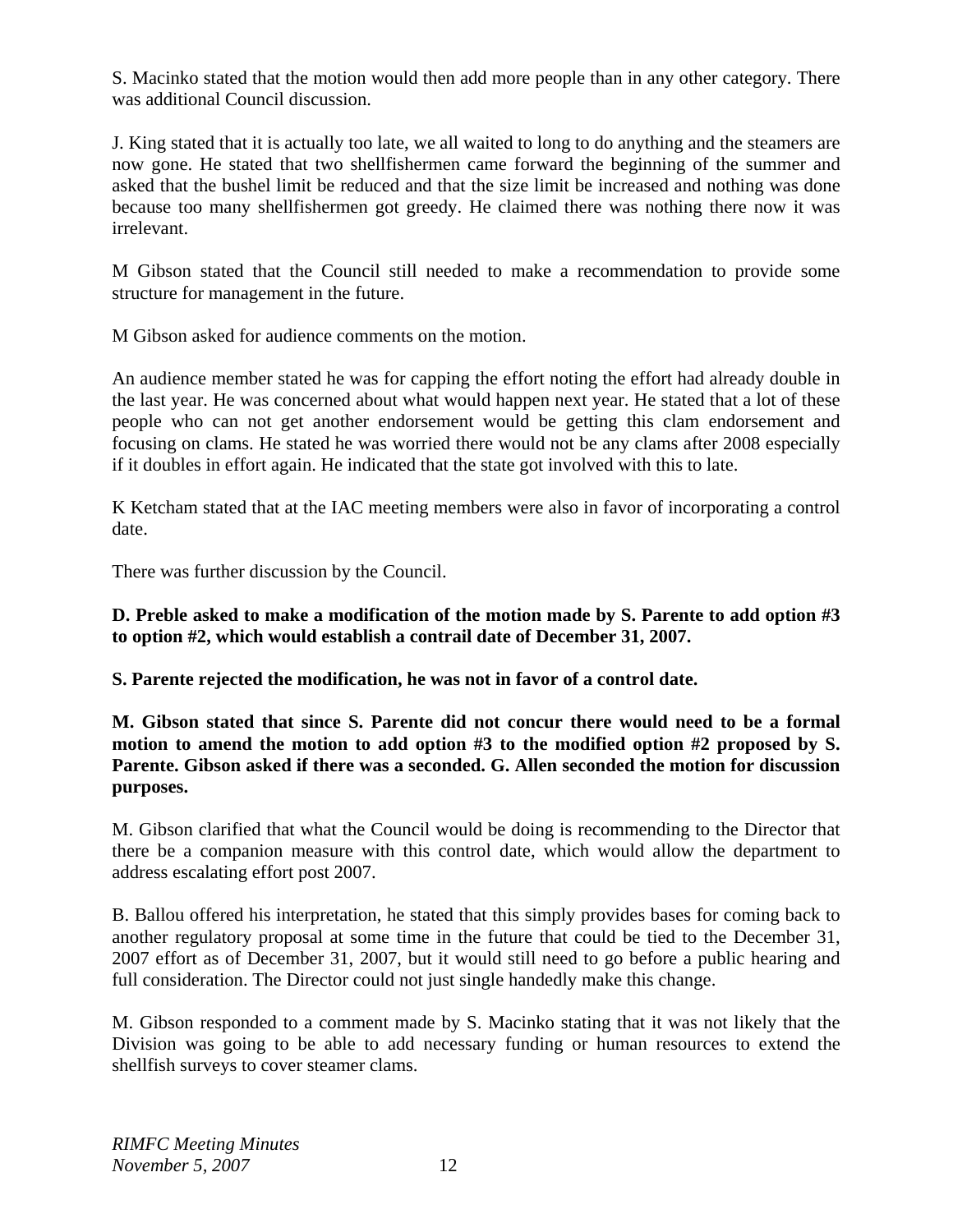S. Macinko stated that the motion would then add more people than in any other category. There was additional Council discussion.

J. King stated that it is actually too late, we all waited to long to do anything and the steamers are now gone. He stated that two shellfishermen came forward the beginning of the summer and asked that the bushel limit be reduced and that the size limit be increased and nothing was done because too many shellfishermen got greedy. He claimed there was nothing there now it was irrelevant.

M Gibson stated that the Council still needed to make a recommendation to provide some structure for management in the future.

M Gibson asked for audience comments on the motion.

An audience member stated he was for capping the effort noting the effort had already double in the last year. He was concerned about what would happen next year. He stated that a lot of these people who can not get another endorsement would be getting this clam endorsement and focusing on clams. He stated he was worried there would not be any clams after 2008 especially if it doubles in effort again. He indicated that the state got involved with this to late.

K Ketcham stated that at the IAC meeting members were also in favor of incorporating a control date.

There was further discussion by the Council.

**D. Preble asked to make a modification of the motion made by S. Parente to add option #3 to option #2, which would establish a contrail date of December 31, 2007.**

**S. Parente rejected the modification, he was not in favor of a control date.**

**M. Gibson stated that since S. Parente did not concur there would need to be a formal motion to amend the motion to add option #3 to the modified option #2 proposed by S. Parente. Gibson asked if there was a seconded. G. Allen seconded the motion for discussion purposes.**

M. Gibson clarified that what the Council would be doing is recommending to the Director that there be a companion measure with this control date, which would allow the department to address escalating effort post 2007.

B. Ballou offered his interpretation, he stated that this simply provides bases for coming back to another regulatory proposal at some time in the future that could be tied to the December 31, 2007 effort as of December 31, 2007, but it would still need to go before a public hearing and full consideration. The Director could not just single handedly make this change.

M. Gibson responded to a comment made by S. Macinko stating that it was not likely that the Division was going to be able to add necessary funding or human resources to extend the shellfish surveys to cover steamer clams.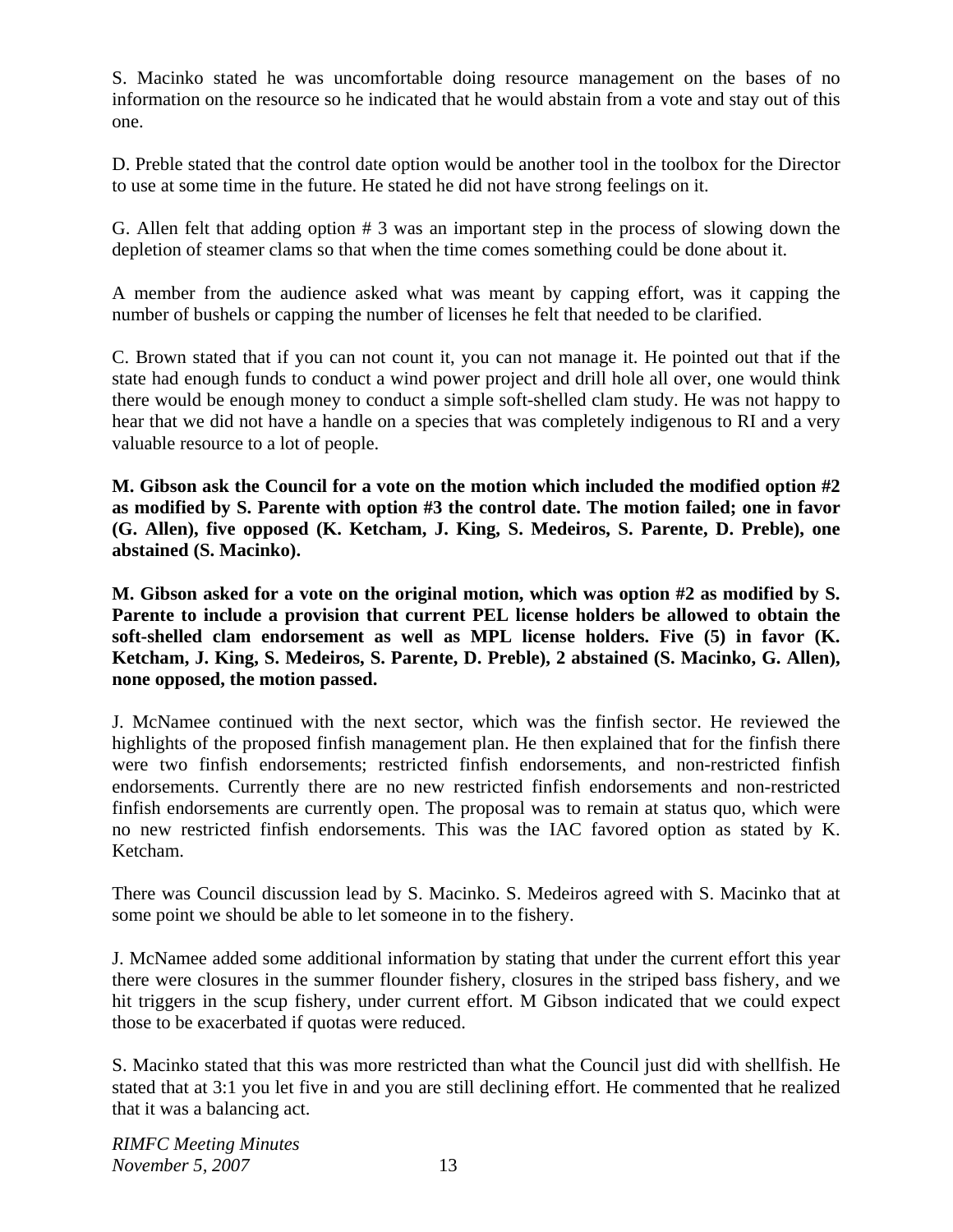S. Macinko stated he was uncomfortable doing resource management on the bases of no information on the resource so he indicated that he would abstain from a vote and stay out of this one.

D. Preble stated that the control date option would be another tool in the toolbox for the Director to use at some time in the future. He stated he did not have strong feelings on it.

G. Allen felt that adding option # 3 was an important step in the process of slowing down the depletion of steamer clams so that when the time comes something could be done about it.

A member from the audience asked what was meant by capping effort, was it capping the number of bushels or capping the number of licenses he felt that needed to be clarified.

C. Brown stated that if you can not count it, you can not manage it. He pointed out that if the state had enough funds to conduct a wind power project and drill hole all over, one would think there would be enough money to conduct a simple soft-shelled clam study. He was not happy to hear that we did not have a handle on a species that was completely indigenous to RI and a very valuable resource to a lot of people.

**M. Gibson ask the Council for a vote on the motion which included the modified option #2 as modified by S. Parente with option #3 the control date. The motion failed; one in favor (G. Allen), five opposed (K. Ketcham, J. King, S. Medeiros, S. Parente, D. Preble), one abstained (S. Macinko).**

**M. Gibson asked for a vote on the original motion, which was option #2 as modified by S. Parente to include a provision that current PEL license holders be allowed to obtain the soft-shelled clam endorsement as well as MPL license holders. Five (5) in favor (K. Ketcham, J. King, S. Medeiros, S. Parente, D. Preble), 2 abstained (S. Macinko, G. Allen), none opposed, the motion passed.**

J. McNamee continued with the next sector, which was the finfish sector. He reviewed the highlights of the proposed finfish management plan. He then explained that for the finfish there were two finfish endorsements; restricted finfish endorsements, and non-restricted finfish endorsements. Currently there are no new restricted finfish endorsements and non-restricted finfish endorsements are currently open. The proposal was to remain at status quo, which were no new restricted finfish endorsements. This was the IAC favored option as stated by K. Ketcham.

There was Council discussion lead by S. Macinko. S. Medeiros agreed with S. Macinko that at some point we should be able to let someone in to the fishery.

J. McNamee added some additional information by stating that under the current effort this year there were closures in the summer flounder fishery, closures in the striped bass fishery, and we hit triggers in the scup fishery, under current effort. M Gibson indicated that we could expect those to be exacerbated if quotas were reduced.

S. Macinko stated that this was more restricted than what the Council just did with shellfish. He stated that at 3:1 you let five in and you are still declining effort. He commented that he realized that it was a balancing act.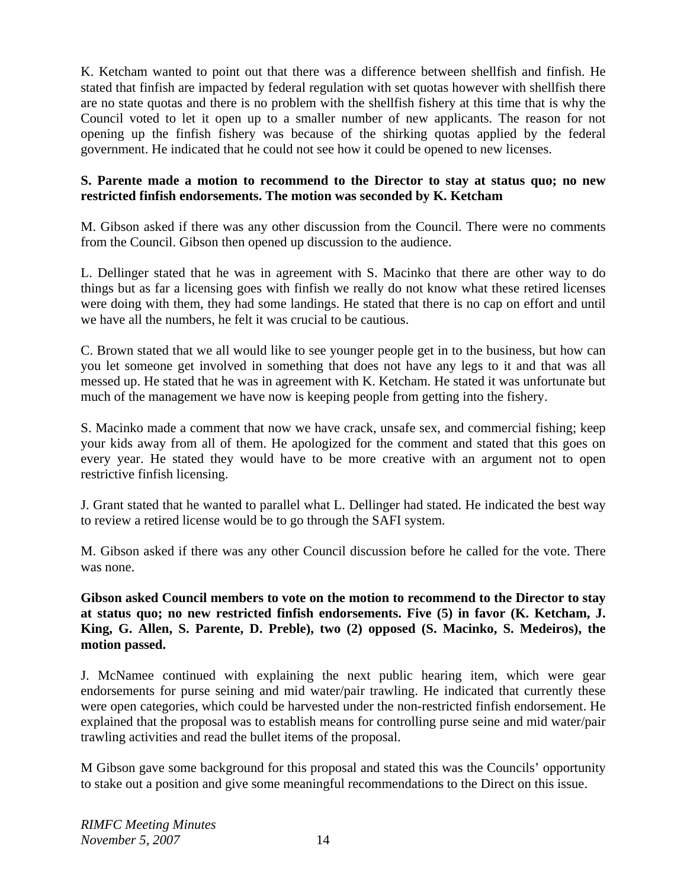K. Ketcham wanted to point out that there was a difference between shellfish and finfish. He stated that finfish are impacted by federal regulation with set quotas however with shellfish there are no state quotas and there is no problem with the shellfish fishery at this time that is why the Council voted to let it open up to a smaller number of new applicants. The reason for not opening up the finfish fishery was because of the shirking quotas applied by the federal government. He indicated that he could not see how it could be opened to new licenses.

**S. Parente made a motion to recommend to the Director to stay at status quo; no new restricted finfish endorsements. The motion was seconded by K. Ketcham**

M. Gibson asked if there was any other discussion from the Council. There were no comments from the Council. Gibson then opened up discussion to the audience.

L. Dellinger stated that he was in agreement with S. Macinko that there are other way to do things but as far a licensing goes with finfish we really do not know what these retired licenses were doing with them, they had some landings. He stated that there is no cap on effort and until we have all the numbers, he felt it was crucial to be cautious.

C. Brown stated that we all would like to see younger people get in to the business, but how can you let someone get involved in something that does not have any legs to it and that was all messed up. He stated that he was in agreement with K. Ketcham. He stated it was unfortunate but much of the management we have now is keeping people from getting into the fishery.

S. Macinko made a comment that now we have crack, unsafe sex, and commercial fishing; keep your kids away from all of them. He apologized for the comment and stated that this goes on every year. He stated they would have to be more creative with an argument not to open restrictive finfish licensing.

J. Grant stated that he wanted to parallel what L. Dellinger had stated. He indicated the best way to review a retired license would be to go through the SAFI system.

M. Gibson asked if there was any other Council discussion before he called for the vote. There was none.

**Gibson asked Council members to vote on the motion to recommend to the Director to stay at status quo; no new restricted finfish endorsements. Five (5) in favor (K. Ketcham, J. King, G. Allen, S. Parente, D. Preble), two (2) opposed (S. Macinko, S. Medeiros), the motion passed.**

J. McNamee continued with explaining the next public hearing item, which were gear endorsements for purse seining and mid water/pair trawling. He indicated that currently these were open categories, which could be harvested under the non-restricted finfish endorsement. He explained that the proposal was to establish means for controlling purse seine and mid water/pair trawling activities and read the bullet items of the proposal.

M Gibson gave some background for this proposal and stated this was the Councils' opportunity to stake out a position and give some meaningful recommendations to the Direct on this issue.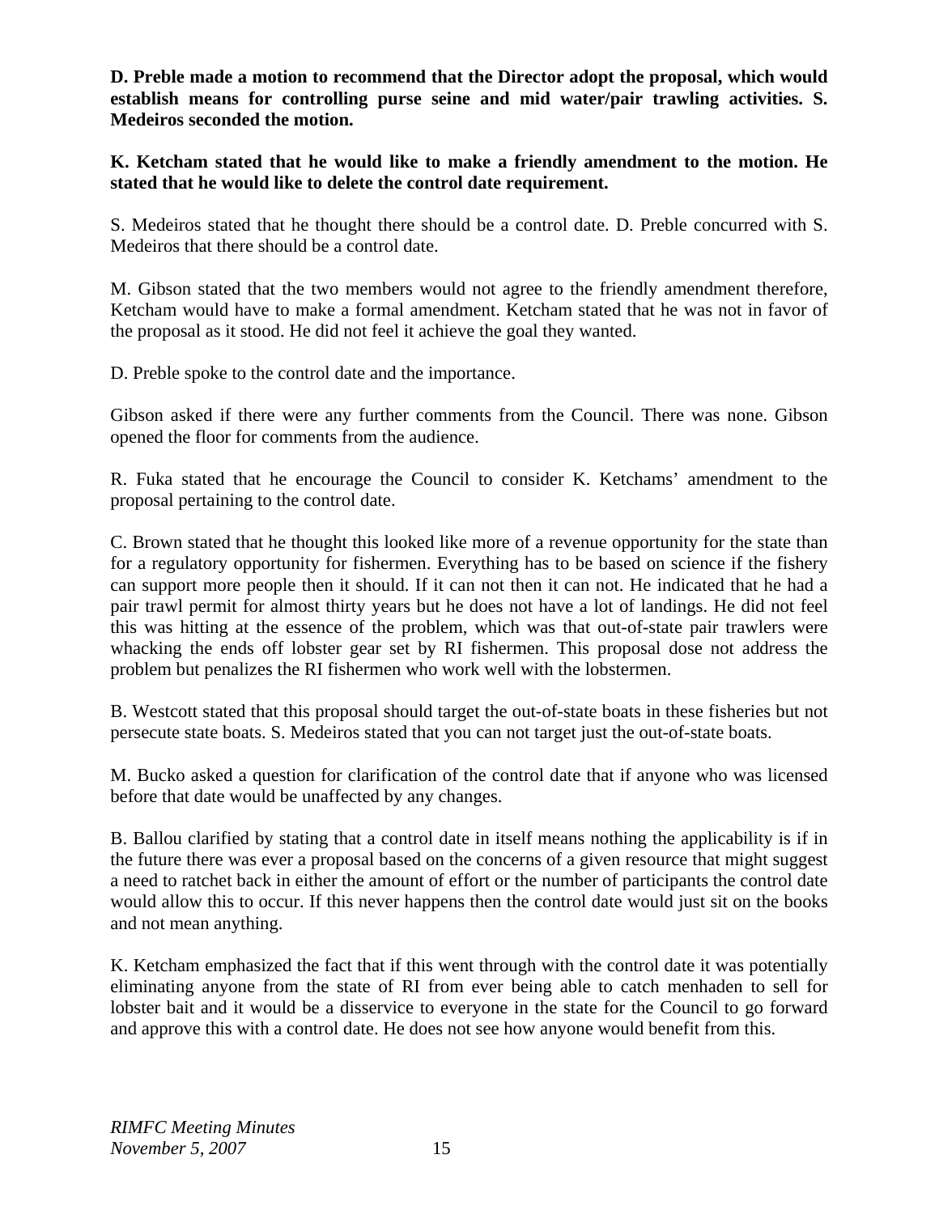**D. Preble made a motion to recommend that the Director adopt the proposal, which would establish means for controlling purse seine and mid water/pair trawling activities. S. Medeiros seconded the motion.**

**K. Ketcham stated that he would like to make a friendly amendment to the motion. He stated that he would like to delete the control date requirement.**

S. Medeiros stated that he thought there should be a control date. D. Preble concurred with S. Medeiros that there should be a control date.

M. Gibson stated that the two members would not agree to the friendly amendment therefore, Ketcham would have to make a formal amendment. Ketcham stated that he was not in favor of the proposal as it stood. He did not feel it achieve the goal they wanted.

D. Preble spoke to the control date and the importance.

Gibson asked if there were any further comments from the Council. There was none. Gibson opened the floor for comments from the audience.

R. Fuka stated that he encourage the Council to consider K. Ketchams' amendment to the proposal pertaining to the control date.

C. Brown stated that he thought this looked like more of a revenue opportunity for the state than for a regulatory opportunity for fishermen. Everything has to be based on science if the fishery can support more people then it should. If it can not then it can not. He indicated that he had a pair trawl permit for almost thirty years but he does not have a lot of landings. He did not feel this was hitting at the essence of the problem, which was that out-of-state pair trawlers were whacking the ends off lobster gear set by RI fishermen. This proposal dose not address the problem but penalizes the RI fishermen who work well with the lobstermen.

B. Westcott stated that this proposal should target the out-of-state boats in these fisheries but not persecute state boats. S. Medeiros stated that you can not target just the out-of-state boats.

M. Bucko asked a question for clarification of the control date that if anyone who was licensed before that date would be unaffected by any changes.

B. Ballou clarified by stating that a control date in itself means nothing the applicability is if in the future there was ever a proposal based on the concerns of a given resource that might suggest a need to ratchet back in either the amount of effort or the number of participants the control date would allow this to occur. If this never happens then the control date would just sit on the books and not mean anything.

K. Ketcham emphasized the fact that if this went through with the control date it was potentially eliminating anyone from the state of RI from ever being able to catch menhaden to sell for lobster bait and it would be a disservice to everyone in the state for the Council to go forward and approve this with a control date. He does not see how anyone would benefit from this.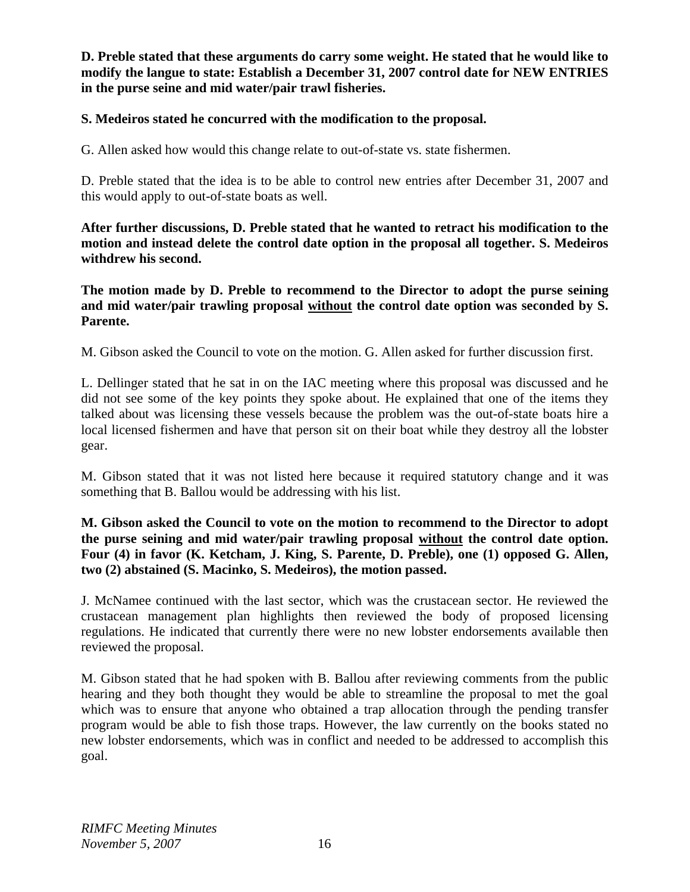**D. Preble stated that these arguments do carry some weight. He stated that he would like to modify the langue to state: Establish a December 31, 2007 control date for NEW ENTRIES in the purse seine and mid water/pair trawl fisheries.**

**S. Medeiros stated he concurred with the modification to the proposal.**

G. Allen asked how would this change relate to out-of-state vs. state fishermen.

D. Preble stated that the idea is to be able to control new entries after December 31, 2007 and this would apply to out-of-state boats as well.

**After further discussions, D. Preble stated that he wanted to retract his modification to the motion and instead delete the control date option in the proposal all together. S. Medeiros withdrew his second.**

**The motion made by D. Preble to recommend to the Director to adopt the purse seining and mid water/pair trawling proposal <u>without</u> the control date option was seconded by S. Parente.**

M. Gibson asked the Council to vote on the motion. G. Allen asked for further discussion first.

L. Dellinger stated that he sat in on the IAC meeting where this proposal was discussed and he did not see some of the key points they spoke about. He explained that one of the items they talked about was licensing these vessels because the problem was the out-of-state boats hire a local licensed fishermen and have that person sit on their boat while they destroy all the lobster gear.

M. Gibson stated that it was not listed here because it required statutory change and it was something that B. Ballou would be addressing with his list.

**M. Gibson asked the Council to vote on the motion to recommend to the Director to adopt the purse seining and mid water/pair trawling proposal <u>without</u> the control date option. Four (4) in favor (K. Ketcham, J. King, S. Parente, D. Preble), one (1) opposed G. Allen, two (2) abstained (S. Macinko, S. Medeiros), the motion passed.**

J. McNamee continued with the last sector, which was the crustacean sector. He reviewed the crustacean management plan highlights then reviewed the body of proposed licensing regulations. He indicated that currently there were no new lobster endorsements available then reviewed the proposal.

M. Gibson stated that he had spoken with B. Ballou after reviewing comments from the public hearing and they both thought they would be able to streamline the proposal to met the goal which was to ensure that anyone who obtained a trap allocation through the pending transfer program would be able to fish those traps. However, the law currently on the books stated no new lobster endorsements, which was in conflict and needed to be addressed to accomplish this goal.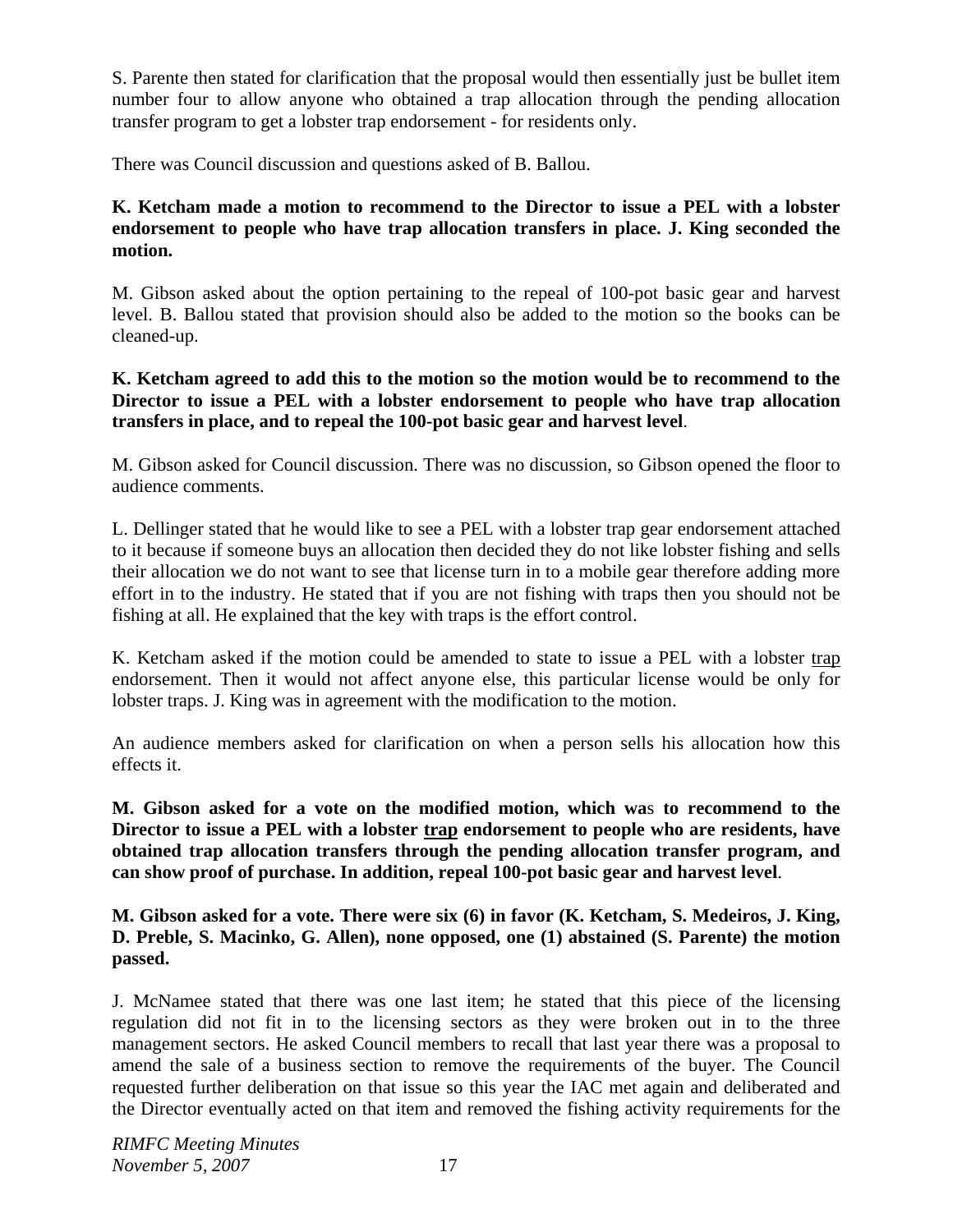S. Parente then stated for clarification that the proposal would then essentially just be bullet item number four to allow anyone who obtained a trap allocation through the pending allocation transfer program to get a lobster trap endorsement - for residents only.

There was Council discussion and questions asked of B. Ballou.

**K. Ketcham made a motion to recommend to the Director to issue a PEL with a lobster endorsement to people who have trap allocation transfers in place. J. King seconded the motion.**

M. Gibson asked about the option pertaining to the repeal of 100-pot basic gear and harvest level. B. Ballou stated that provision should also be added to the motion so the books can be cleaned-up.

**K. Ketcham agreed to add this to the motion so the motion would be to recommend to the Director to issue a PEL with a lobster endorsement to people who have trap allocation transfers in place, and to repeal the 100-pot basic gear and harvest level**.

M. Gibson asked for Council discussion. There was no discussion, so Gibson opened the floor to audience comments.

L. Dellinger stated that he would like to see a PEL with a lobster trap gear endorsement attached to it because if someone buys an allocation then decided they do not like lobster fishing and sells their allocation we do not want to see that license turn in to a mobile gear therefore adding more effort in to the industry. He stated that if you are not fishing with traps then you should not be fishing at all. He explained that the key with traps is the effort control.

K. Ketcham asked if the motion could be amended to state to issue a PEL with a lobster <u>trap</u> endorsement. Then it would not affect anyone else, this particular license would be only for lobster traps. J. King was in agreement with the modification to the motion.

An audience members asked for clarification on when a person sells his allocation how this effects it.

**M. Gibson asked for a vote on the modified motion, which was to recommend to the Director to issue a PEL with a lobster <u>trap</u> endorsement to people who are residents, have obtained trap allocation transfers through the pending allocation transfer program, and can show proof of purchase. In addition, repeal 100-pot basic gear and harvest level**.

**M. Gibson asked for a vote. There were six (6) in favor (K. Ketcham, S. Medeiros, J. King, D. Preble, S. Macinko, G. Allen), none opposed, one (1) abstained (S. Parente) the motion passed.**

J. McNamee stated that there was one last item; he stated that this piece of the licensing regulation did not fit in to the licensing sectors as they were broken out in to the three management sectors. He asked Council members to recall that last year there was a proposal to amend the sale of a business section to remove the requirements of the buyer. The Council requested further deliberation on that issue so this year the IAC met again and deliberated and the Director eventually acted on that item and removed the fishing activity requirements for the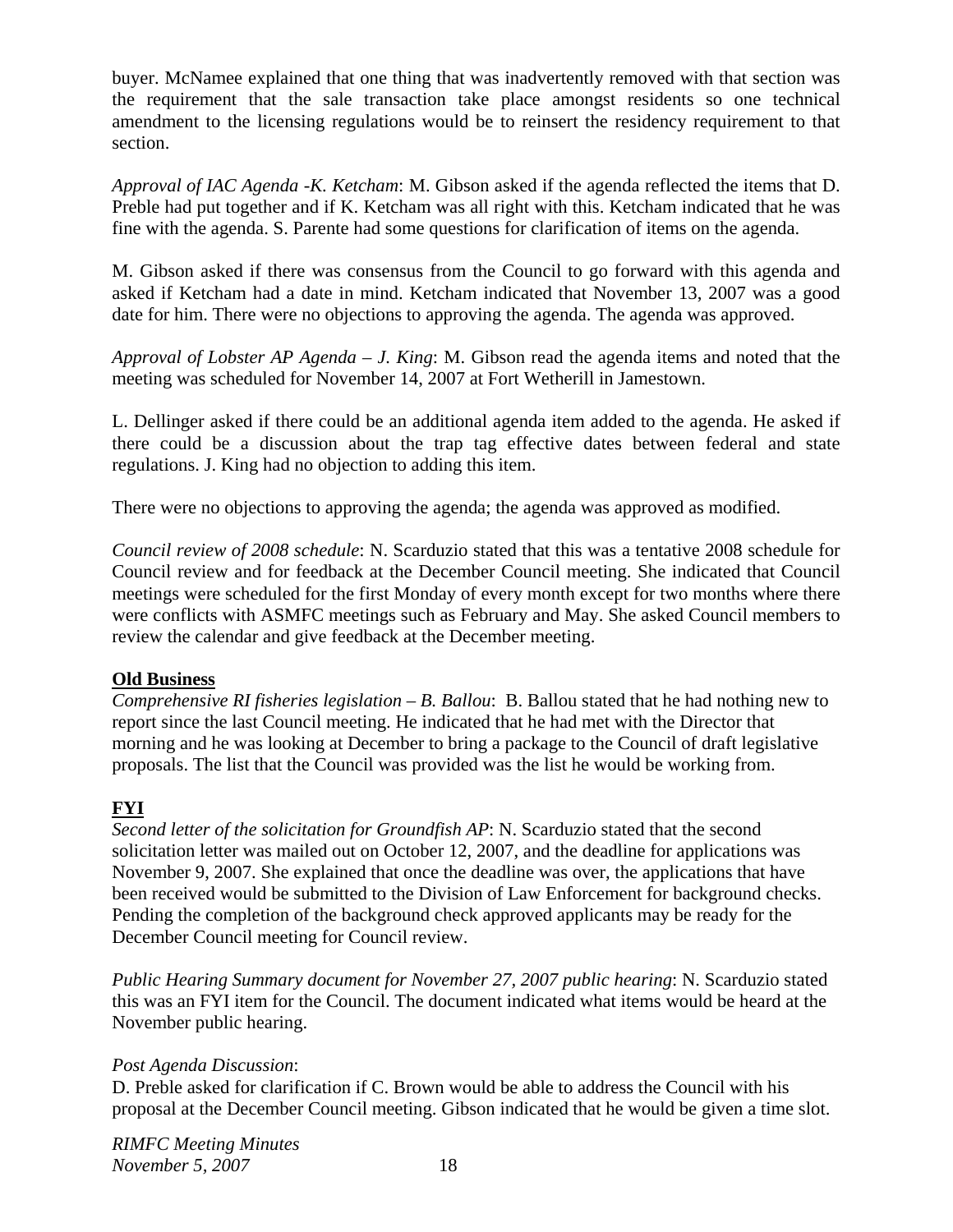buyer. McNamee explained that one thing that was inadvertently removed with that section was the requirement that the sale transaction take place amongst residents so one technical amendment to the licensing regulations would be to reinsert the residency requirement to that section.

*Approval of IAC Agenda -K. Ketcham*: M. Gibson asked if the agenda reflected the items that D. Preble had put together and if K. Ketcham was all right with this. Ketcham indicated that he was fine with the agenda. S. Parente had some questions for clarification of items on the agenda.

M. Gibson asked if there was consensus from the Council to go forward with this agenda and asked if Ketcham had a date in mind. Ketcham indicated that November 13, 2007 was a good date for him. There were no objections to approving the agenda. The agenda was approved.

*Approval of Lobster AP Agenda – J. King*: M. Gibson read the agenda items and noted that the meeting was scheduled for November 14, 2007 at Fort Wetherill in Jamestown.

L. Dellinger asked if there could be an additional agenda item added to the agenda. He asked if there could be a discussion about the trap tag effective dates between federal and state regulations. J. King had no objection to adding this item.

There were no objections to approving the agenda; the agenda was approved as modified.

*Council review of 2008 schedule*: N. Scarduzio stated that this was a tentative 2008 schedule for Council review and for feedback at the December Council meeting. She indicated that Council meetings were scheduled for the first Monday of every month except for two months where there were conflicts with ASMFC meetings such as February and May. She asked Council members to review the calendar and give feedback at the December meeting.

**Old Business**

*Comprehensive RI fisheries legislation – B. Ballou*: B. Ballou stated that he had nothing new to report since the last Council meeting. He indicated that he had met with the Director that morning and he was looking at December to bring a package to the Council of draft legislative proposals. The list that the Council was provided was the list he would be working from.

**FYI**

*Second letter of the solicitation for Groundfish AP*: N. Scarduzio stated that the second solicitation letter was mailed out on October 12, 2007, and the deadline for applications was November 9, 2007. She explained that once the deadline was over, the applications that have been received would be submitted to the Division of Law Enforcement for background checks. Pending the completion of the background check approved applicants may be ready for the December Council meeting for Council review.

*Public Hearing Summary document for November 27, 2007 public hearing*: N. Scarduzio stated this was an FYI item for the Council. The document indicated what items would be heard at the November public hearing.

*Post Agenda Discussion*:

D. Preble asked for clarification if C. Brown would be able to address the Council with his proposal at the December Council meeting. Gibson indicated that he would be given a time slot.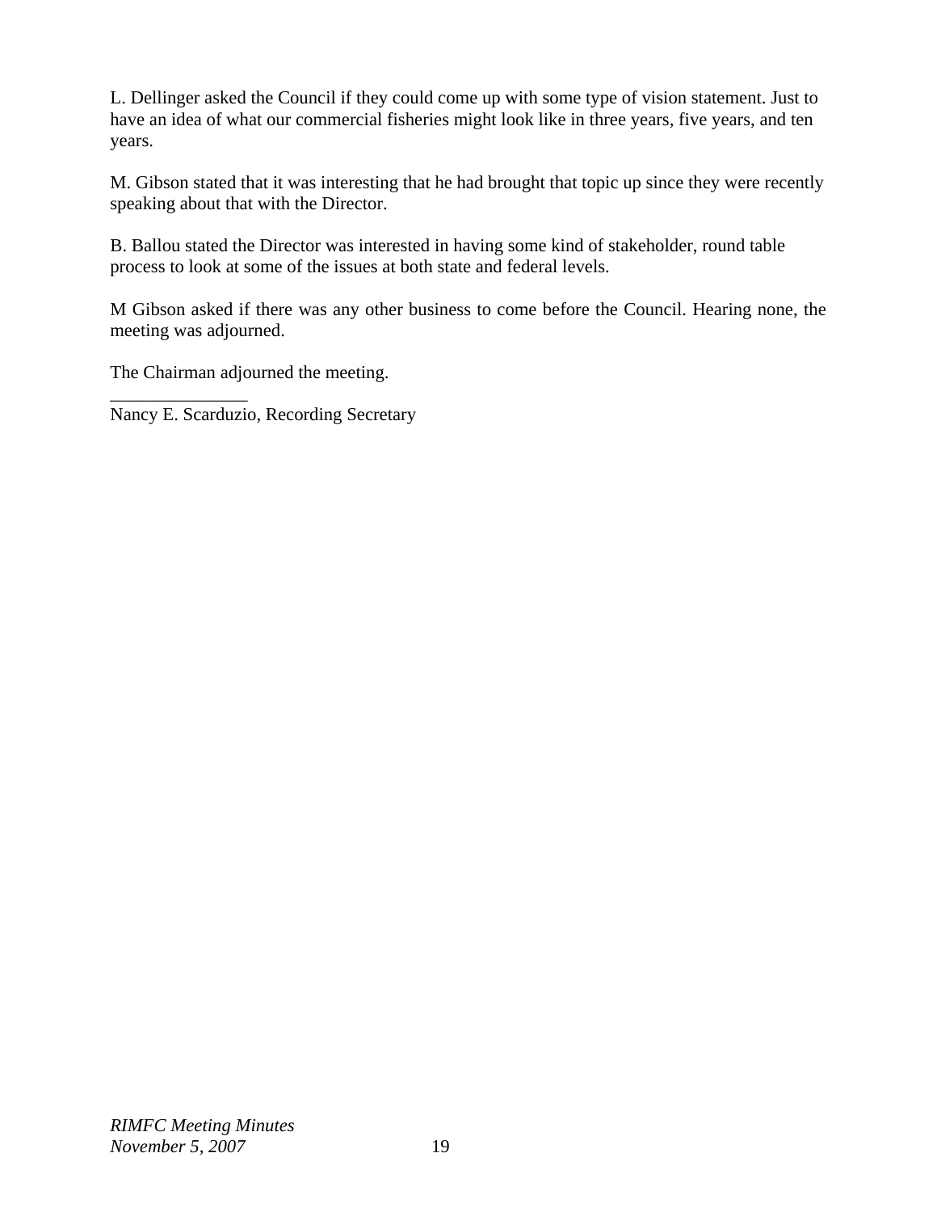L. Dellinger asked the Council if they could come up with some type of vision statement. Just to have an idea of what our commercial fisheries might look like in three years, five years, and ten years.

M. Gibson stated that it was interesting that he had brought that topic up since they were recently speaking about that with the Director.

B. Ballou stated the Director was interested in having some kind of stakeholder, round table process to look at some of the issues at both state and federal levels.

M Gibson asked if there was any other business to come before the Council. Hearing none, the meeting was adjourned.

The Chairman adjourned the meeting.

_______________
Nancy E. Scarduzio, Recording Secretary